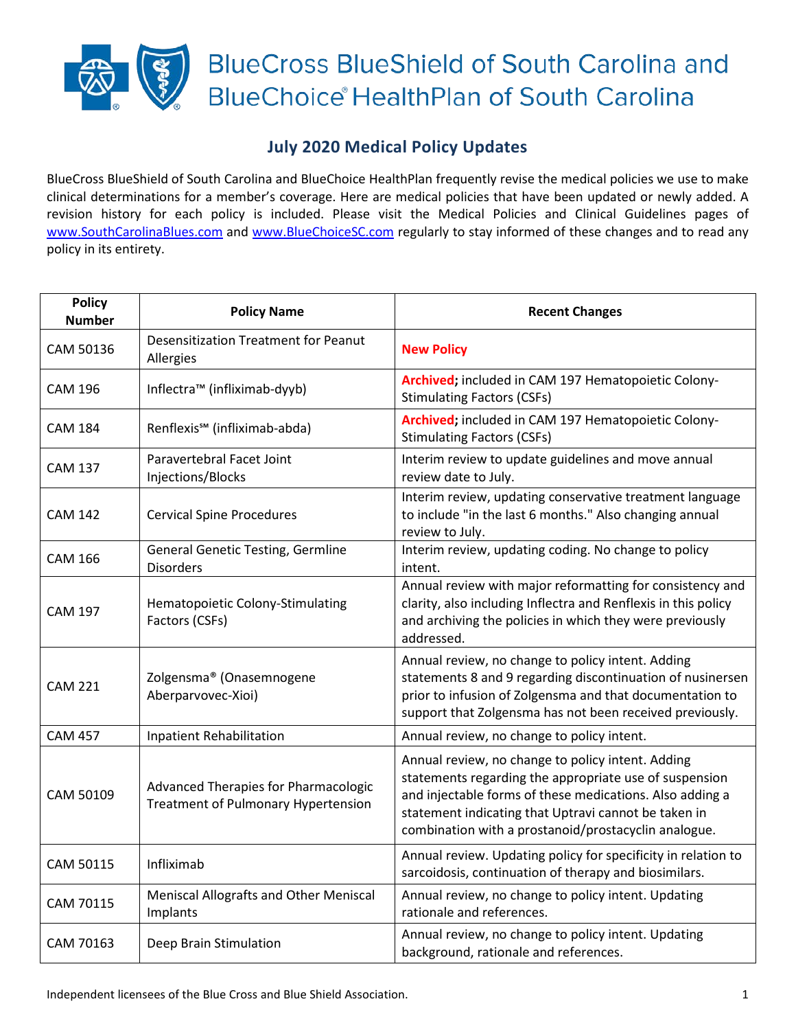# BlueCross BlueShield of South Carolina and BlueChoice® HealthPlan of South Carolina

## July 2020 Medical Policy Updates

BlueCross BlueShield of South Carolina and BlueChoice HealthPlan frequently revise the medical policies we use to make clinical determinations for a member's coverage. Here are medical policies that have been updated or newly added. A revision history for each policy is included. Please visit the Medical Policies and Clinical Guidelines pages of www.SouthCarolinaBlues.com and www.BlueChoiceSC.com regularly to stay informed of these changes and to read any policy in its entirety.

| Policy Number | Policy Name | Recent Changes |
|---|---|---|
| CAM 50136 | Desensitization Treatment for Peanut Allergies | **New Policy** |
| CAM 196 | Inflectra™ (infliximab-dyyb) | **Archived;** included in CAM 197 Hematopoietic Colony-Stimulating Factors (CSFs) |
| CAM 184 | Renflexis℠ (infliximab-abda) | **Archived;** included in CAM 197 Hematopoietic Colony-Stimulating Factors (CSFs) |
| CAM 137 | Paravertebral Facet Joint Injections/Blocks | Interim review to update guidelines and move annual review date to July. |
| CAM 142 | Cervical Spine Procedures | Interim review, updating conservative treatment language to include "in the last 6 months." Also changing annual review to July. |
| CAM 166 | General Genetic Testing, Germline Disorders | Interim review, updating coding. No change to policy intent. |
| CAM 197 | Hematopoietic Colony-Stimulating Factors (CSFs) | Annual review with major reformatting for consistency and clarity, also including Inflectra and Renflexis in this policy and archiving the policies in which they were previously addressed. |
| CAM 221 | Zolgensma® (Onasemnogene Aberparvovec-Xioi) | Annual review, no change to policy intent. Adding statements 8 and 9 regarding discontinuation of nusinersen prior to infusion of Zolgensma and that documentation to support that Zolgensma has not been received previously. |
| CAM 457 | Inpatient Rehabilitation | Annual review, no change to policy intent. |
| CAM 50109 | Advanced Therapies for Pharmacologic Treatment of Pulmonary Hypertension | Annual review, no change to policy intent. Adding statements regarding the appropriate use of suspension and injectable forms of these medications. Also adding a statement indicating that Uptravi cannot be taken in combination with a prostanoid/prostacyclin analogue. |
| CAM 50115 | Infliximab | Annual review. Updating policy for specificity in relation to sarcoidosis, continuation of therapy and biosimilars. |
| CAM 70115 | Meniscal Allografts and Other Meniscal Implants | Annual review, no change to policy intent. Updating rationale and references. |
| CAM 70163 | Deep Brain Stimulation | Annual review, no change to policy intent. Updating background, rationale and references. |

Independent licensees of the Blue Cross and Blue Shield Association.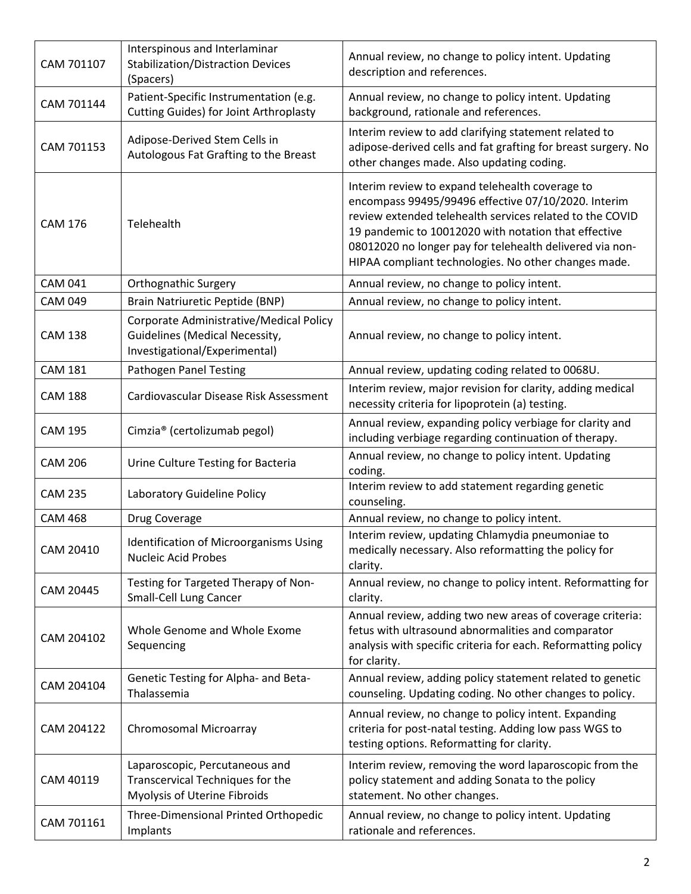| CAM 701107 | Interspinous and Interlaminar Stabilization/Distraction Devices (Spacers) | Annual review, no change to policy intent. Updating description and references. |
|---|---|---|
| CAM 701144 | Patient-Specific Instrumentation (e.g. Cutting Guides) for Joint Arthroplasty | Annual review, no change to policy intent. Updating background, rationale and references. |
| CAM 701153 | Adipose-Derived Stem Cells in Autologous Fat Grafting to the Breast | Interim review to add clarifying statement related to adipose-derived cells and fat grafting for breast surgery. No other changes made. Also updating coding. |
| CAM 176 | Telehealth | Interim review to expand telehealth coverage to encompass 99495/99496 effective 07/10/2020. Interim review extended telehealth services related to the COVID 19 pandemic to 10012020 with notation that effective 08012020 no longer pay for telehealth delivered via non-HIPAA compliant technologies. No other changes made. |
| CAM 041 | Orthognathic Surgery | Annual review, no change to policy intent. |
| CAM 049 | Brain Natriuretic Peptide (BNP) | Annual review, no change to policy intent. |
| CAM 138 | Corporate Administrative/Medical Policy Guidelines (Medical Necessity, Investigational/Experimental) | Annual review, no change to policy intent. |
| CAM 181 | Pathogen Panel Testing | Annual review, updating coding related to 0068U. |
| CAM 188 | Cardiovascular Disease Risk Assessment | Interim review, major revision for clarity, adding medical necessity criteria for lipoprotein (a) testing. |
| CAM 195 | Cimzia® (certolizumab pegol) | Annual review, expanding policy verbiage for clarity and including verbiage regarding continuation of therapy. |
| CAM 206 | Urine Culture Testing for Bacteria | Annual review, no change to policy intent. Updating coding. |
| CAM 235 | Laboratory Guideline Policy | Interim review to add statement regarding genetic counseling. |
| CAM 468 | Drug Coverage | Annual review, no change to policy intent. |
| CAM 20410 | Identification of Microorganisms Using Nucleic Acid Probes | Interim review, updating Chlamydia pneumoniae to medically necessary. Also reformatting the policy for clarity. |
| CAM 20445 | Testing for Targeted Therapy of Non-Small-Cell Lung Cancer | Annual review, no change to policy intent. Reformatting for clarity. |
| CAM 204102 | Whole Genome and Whole Exome Sequencing | Annual review, adding two new areas of coverage criteria: fetus with ultrasound abnormalities and comparator analysis with specific criteria for each. Reformatting policy for clarity. |
| CAM 204104 | Genetic Testing for Alpha- and Beta-Thalassemia | Annual review, adding policy statement related to genetic counseling. Updating coding. No other changes to policy. |
| CAM 204122 | Chromosomal Microarray | Annual review, no change to policy intent. Expanding criteria for post-natal testing. Adding low pass WGS to testing options. Reformatting for clarity. |
| CAM 40119 | Laparoscopic, Percutaneous and Transcervical Techniques for the Myolysis of Uterine Fibroids | Interim review, removing the word laparoscopic from the policy statement and adding Sonata to the policy statement. No other changes. |
| CAM 701161 | Three-Dimensional Printed Orthopedic Implants | Annual review, no change to policy intent. Updating rationale and references. |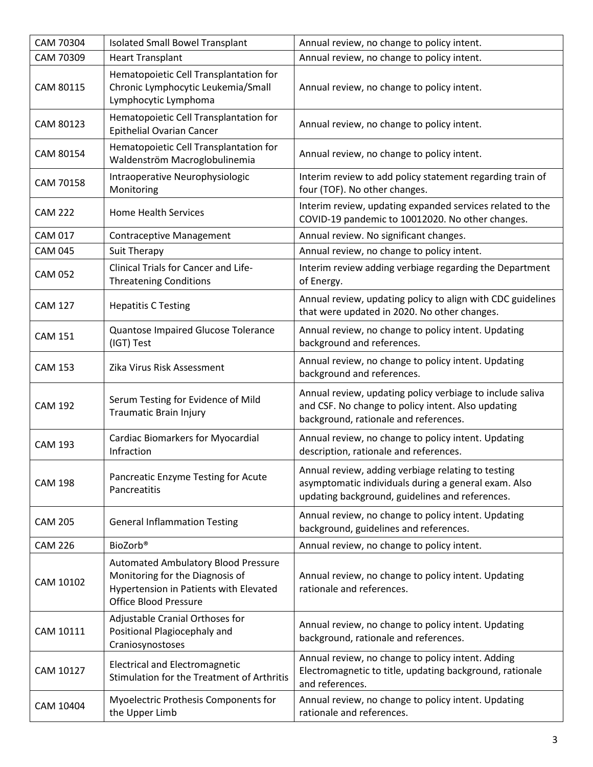| CAM 70304 | Isolated Small Bowel Transplant | Annual review, no change to policy intent. |
|---|---|---|
| CAM 70309 | Heart Transplant | Annual review, no change to policy intent. |
| CAM 80115 | Hematopoietic Cell Transplantation for Chronic Lymphocytic Leukemia/Small Lymphocytic Lymphoma | Annual review, no change to policy intent. |
| CAM 80123 | Hematopoietic Cell Transplantation for Epithelial Ovarian Cancer | Annual review, no change to policy intent. |
| CAM 80154 | Hematopoietic Cell Transplantation for Waldenström Macroglobulinemia | Annual review, no change to policy intent. |
| CAM 70158 | Intraoperative Neurophysiologic Monitoring | Interim review to add policy statement regarding train of four (TOF). No other changes. |
| CAM 222 | Home Health Services | Interim review, updating expanded services related to the COVID-19 pandemic to 10012020. No other changes. |
| CAM 017 | Contraceptive Management | Annual review. No significant changes. |
| CAM 045 | Suit Therapy | Annual review, no change to policy intent. |
| CAM 052 | Clinical Trials for Cancer and Life-Threatening Conditions | Interim review adding verbiage regarding the Department of Energy. |
| CAM 127 | Hepatitis C Testing | Annual review, updating policy to align with CDC guidelines that were updated in 2020. No other changes. |
| CAM 151 | Quantose Impaired Glucose Tolerance (IGT) Test | Annual review, no change to policy intent. Updating background and references. |
| CAM 153 | Zika Virus Risk Assessment | Annual review, no change to policy intent. Updating background and references. |
| CAM 192 | Serum Testing for Evidence of Mild Traumatic Brain Injury | Annual review, updating policy verbiage to include saliva and CSF. No change to policy intent. Also updating background, rationale and references. |
| CAM 193 | Cardiac Biomarkers for Myocardial Infraction | Annual review, no change to policy intent. Updating description, rationale and references. |
| CAM 198 | Pancreatic Enzyme Testing for Acute Pancreatitis | Annual review, adding verbiage relating to testing asymptomatic individuals during a general exam. Also updating background, guidelines and references. |
| CAM 205 | General Inflammation Testing | Annual review, no change to policy intent. Updating background, guidelines and references. |
| CAM 226 | BioZorb® | Annual review, no change to policy intent. |
| CAM 10102 | Automated Ambulatory Blood Pressure Monitoring for the Diagnosis of Hypertension in Patients with Elevated Office Blood Pressure | Annual review, no change to policy intent. Updating rationale and references. |
| CAM 10111 | Adjustable Cranial Orthoses for Positional Plagiocephaly and Craniosynostoses | Annual review, no change to policy intent. Updating background, rationale and references. |
| CAM 10127 | Electrical and Electromagnetic Stimulation for the Treatment of Arthritis | Annual review, no change to policy intent. Adding Electromagnetic to title, updating background, rationale and references. |
| CAM 10404 | Myoelectric Prothesis Components for the Upper Limb | Annual review, no change to policy intent. Updating rationale and references. |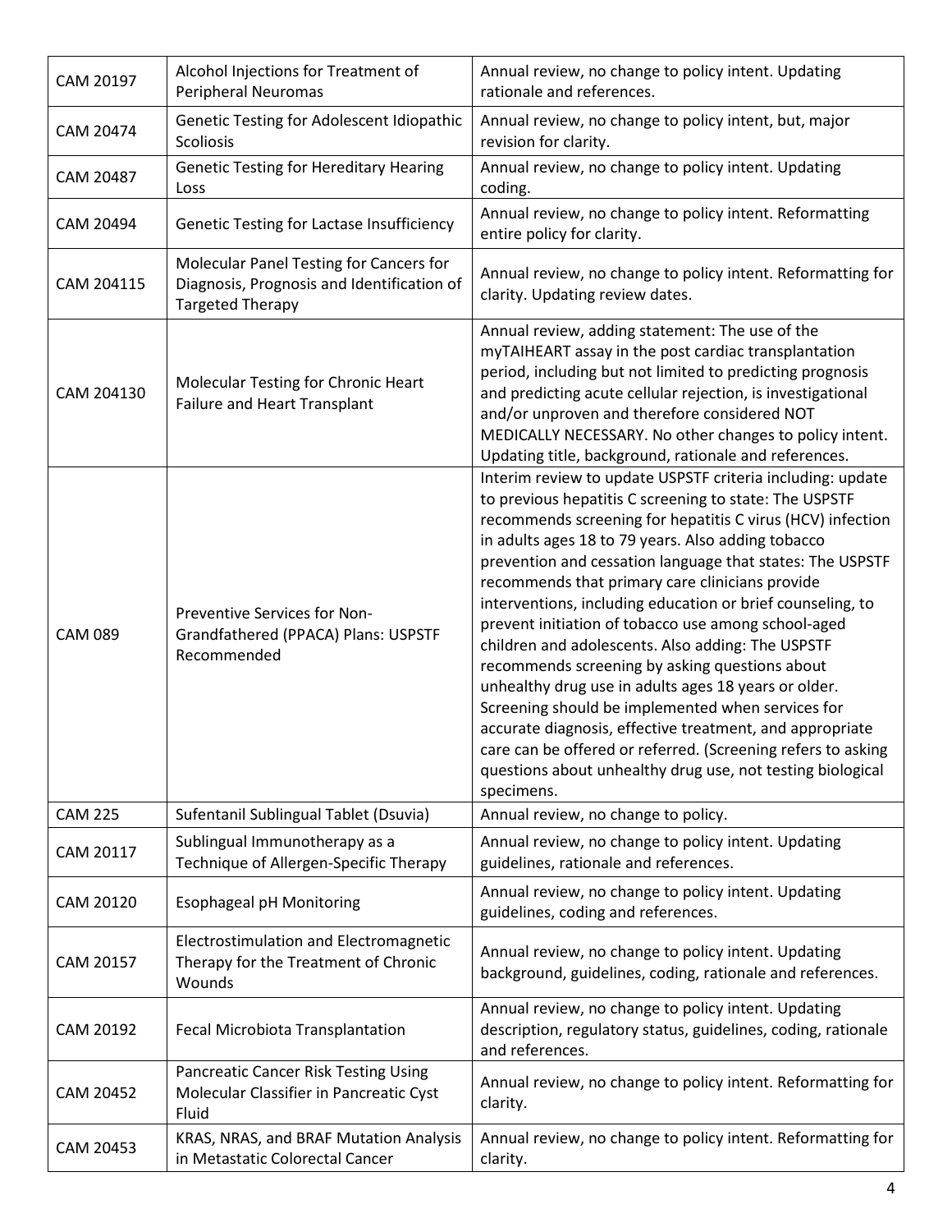| CAM 20197 | Alcohol Injections for Treatment of Peripheral Neuromas | Annual review, no change to policy intent. Updating rationale and references. |
|---|---|---|
| CAM 20474 | Genetic Testing for Adolescent Idiopathic Scoliosis | Annual review, no change to policy intent, but, major revision for clarity. |
| CAM 20487 | Genetic Testing for Hereditary Hearing Loss | Annual review, no change to policy intent. Updating coding. |
| CAM 20494 | Genetic Testing for Lactase Insufficiency | Annual review, no change to policy intent. Reformatting entire policy for clarity. |
| CAM 204115 | Molecular Panel Testing for Cancers for Diagnosis, Prognosis and Identification of Targeted Therapy | Annual review, no change to policy intent. Reformatting for clarity. Updating review dates. |
| CAM 204130 | Molecular Testing for Chronic Heart Failure and Heart Transplant | Annual review, adding statement: The use of the myTAIHEART assay in the post cardiac transplantation period, including but not limited to predicting prognosis and predicting acute cellular rejection, is investigational and/or unproven and therefore considered NOT MEDICALLY NECESSARY. No other changes to policy intent. Updating title, background, rationale and references. |
| CAM 089 | Preventive Services for Non-Grandfathered (PPACA) Plans: USPSTF Recommended | Interim review to update USPSTF criteria including: update to previous hepatitis C screening to state: The USPSTF recommends screening for hepatitis C virus (HCV) infection in adults ages 18 to 79 years. Also adding tobacco prevention and cessation language that states: The USPSTF recommends that primary care clinicians provide interventions, including education or brief counseling, to prevent initiation of tobacco use among school-aged children and adolescents. Also adding: The USPSTF recommends screening by asking questions about unhealthy drug use in adults ages 18 years or older. Screening should be implemented when services for accurate diagnosis, effective treatment, and appropriate care can be offered or referred. (Screening refers to asking questions about unhealthy drug use, not testing biological specimens. |
| CAM 225 | Sufentanil Sublingual Tablet (Dsuvia) | Annual review, no change to policy. |
| CAM 20117 | Sublingual Immunotherapy as a Technique of Allergen-Specific Therapy | Annual review, no change to policy intent. Updating guidelines, rationale and references. |
| CAM 20120 | Esophageal pH Monitoring | Annual review, no change to policy intent. Updating guidelines, coding and references. |
| CAM 20157 | Electrostimulation and Electromagnetic Therapy for the Treatment of Chronic Wounds | Annual review, no change to policy intent. Updating background, guidelines, coding, rationale and references. |
| CAM 20192 | Fecal Microbiota Transplantation | Annual review, no change to policy intent. Updating description, regulatory status, guidelines, coding, rationale and references. |
| CAM 20452 | Pancreatic Cancer Risk Testing Using Molecular Classifier in Pancreatic Cyst Fluid | Annual review, no change to policy intent. Reformatting for clarity. |
| CAM 20453 | KRAS, NRAS, and BRAF Mutation Analysis in Metastatic Colorectal Cancer | Annual review, no change to policy intent. Reformatting for clarity. |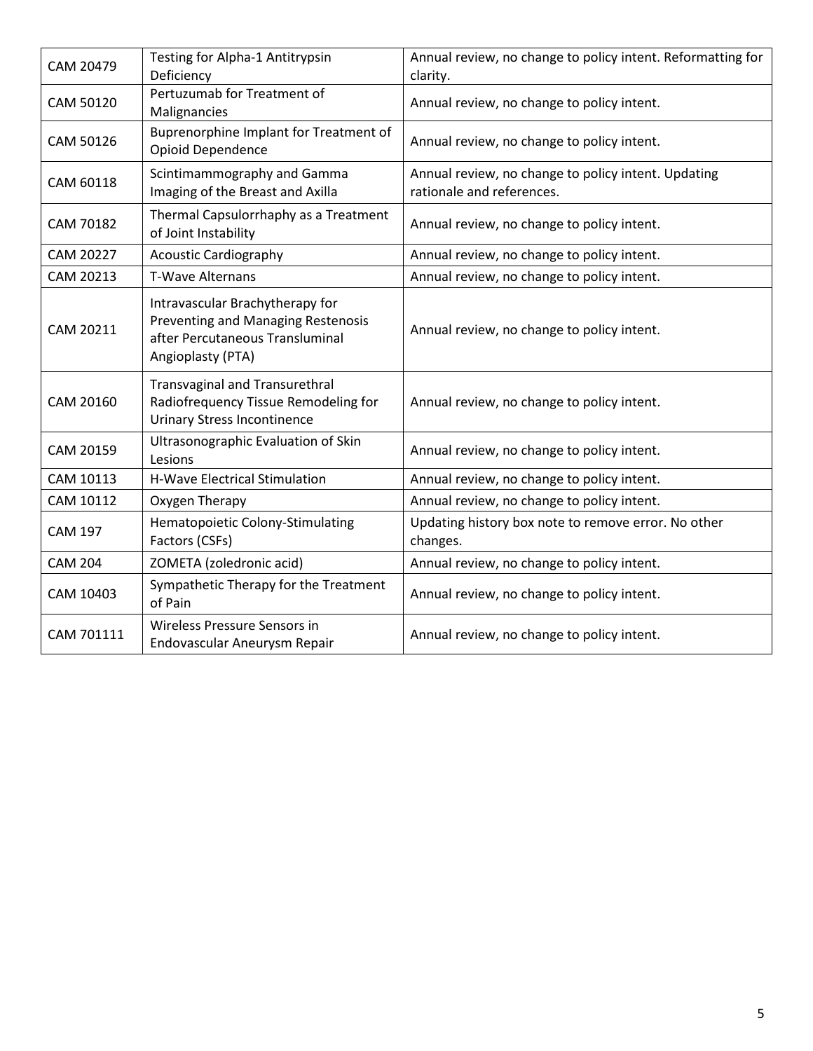| | | |
|---|---|---|
| CAM 20479 | Testing for Alpha-1 Antitrypsin Deficiency | Annual review, no change to policy intent. Reformatting for clarity. |
| CAM 50120 | Pertuzumab for Treatment of Malignancies | Annual review, no change to policy intent. |
| CAM 50126 | Buprenorphine Implant for Treatment of Opioid Dependence | Annual review, no change to policy intent. |
| CAM 60118 | Scintimammography and Gamma Imaging of the Breast and Axilla | Annual review, no change to policy intent. Updating rationale and references. |
| CAM 70182 | Thermal Capsulorrhaphy as a Treatment of Joint Instability | Annual review, no change to policy intent. |
| CAM 20227 | Acoustic Cardiography | Annual review, no change to policy intent. |
| CAM 20213 | T-Wave Alternans | Annual review, no change to policy intent. |
| CAM 20211 | Intravascular Brachytherapy for Preventing and Managing Restenosis after Percutaneous Transluminal Angioplasty (PTA) | Annual review, no change to policy intent. |
| CAM 20160 | Transvaginal and Transurethral Radiofrequency Tissue Remodeling for Urinary Stress Incontinence | Annual review, no change to policy intent. |
| CAM 20159 | Ultrasonographic Evaluation of Skin Lesions | Annual review, no change to policy intent. |
| CAM 10113 | H-Wave Electrical Stimulation | Annual review, no change to policy intent. |
| CAM 10112 | Oxygen Therapy | Annual review, no change to policy intent. |
| CAM 197 | Hematopoietic Colony-Stimulating Factors (CSFs) | Updating history box note to remove error. No other changes. |
| CAM 204 | ZOMETA (zoledronic acid) | Annual review, no change to policy intent. |
| CAM 10403 | Sympathetic Therapy for the Treatment of Pain | Annual review, no change to policy intent. |
| CAM 701111 | Wireless Pressure Sensors in Endovascular Aneurysm Repair | Annual review, no change to policy intent. |